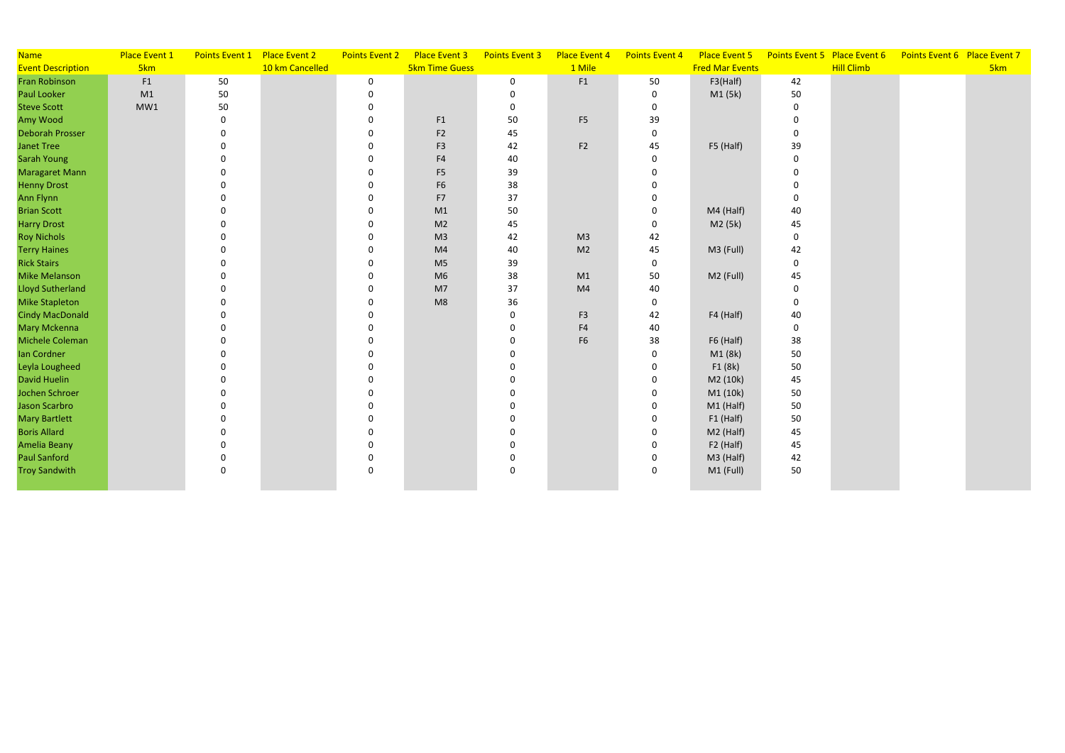| Name | Place Event 1 | Points Event 1 | Place Event 2 | Points Event 2 | Place Event 3 | Points Event 3 | Place Event 4 | Points Event 4 | Place Event 5 | Points Event 5 | Place Event 6 | Points Event 6 | Place Event 7 |
|---|---|---|---|---|---|---|---|---|---|---|---|---|---|
| Event Description | 5km | | 10 km Cancelled | | 5km Time Guess | | 1 Mile | | Fred Mar Events | | Hill Climb | | 5km |
| Fran Robinson | F1 | 50 | | 0 | | 0 | F1 | 50 | F3(Half) | 42 | | | |
| Paul Looker | M1 | 50 | | 0 | | 0 | | 0 | M1 (5k) | 50 | | | |
| Steve Scott | MW1 | 50 | | 0 | | 0 | | 0 | | 0 | | | |
| Amy Wood | | 0 | | 0 | F1 | 50 | F5 | 39 | | 0 | | | |
| Deborah Prosser | | 0 | | 0 | F2 | 45 | | 0 | | 0 | | | |
| Janet Tree | | 0 | | 0 | F3 | 42 | F2 | 45 | F5 (Half) | 39 | | | |
| Sarah Young | | 0 | | 0 | F4 | 40 | | 0 | | 0 | | | |
| Maragaret Mann | | 0 | | 0 | F5 | 39 | | 0 | | 0 | | | |
| Henny Drost | | 0 | | 0 | F6 | 38 | | 0 | | 0 | | | |
| Ann Flynn | | 0 | | 0 | F7 | 37 | | 0 | | 0 | | | |
| Brian Scott | | 0 | | 0 | M1 | 50 | | 0 | M4 (Half) | 40 | | | |
| Harry Drost | | 0 | | 0 | M2 | 45 | | 0 | M2 (5k) | 45 | | | |
| Roy Nichols | | 0 | | 0 | M3 | 42 | M3 | 42 | | 0 | | | |
| Terry Haines | | 0 | | 0 | M4 | 40 | M2 | 45 | M3 (Full) | 42 | | | |
| Rick Stairs | | 0 | | 0 | M5 | 39 | | 0 | | 0 | | | |
| Mike Melanson | | 0 | | 0 | M6 | 38 | M1 | 50 | M2 (Full) | 45 | | | |
| Lloyd Sutherland | | 0 | | 0 | M7 | 37 | M4 | 40 | | 0 | | | |
| Mike Stapleton | | 0 | | 0 | M8 | 36 | | 0 | | 0 | | | |
| Cindy MacDonald | | 0 | | 0 | | 0 | F3 | 42 | F4 (Half) | 40 | | | |
| Mary Mckenna | | 0 | | 0 | | 0 | F4 | 40 | | 0 | | | |
| Michele Coleman | | 0 | | 0 | | 0 | F6 | 38 | F6 (Half) | 38 | | | |
| Ian Cordner | | 0 | | 0 | | 0 | | 0 | M1 (8k) | 50 | | | |
| Leyla Lougheed | | 0 | | 0 | | 0 | | 0 | F1 (8k) | 50 | | | |
| David Huelin | | 0 | | 0 | | 0 | | 0 | M2 (10k) | 45 | | | |
| Jochen Schroer | | 0 | | 0 | | 0 | | 0 | M1 (10k) | 50 | | | |
| Jason Scarbro | | 0 | | 0 | | 0 | | 0 | M1 (Half) | 50 | | | |
| Mary Bartlett | | 0 | | 0 | | 0 | | 0 | F1 (Half) | 50 | | | |
| Boris Allard | | 0 | | 0 | | 0 | | 0 | M2 (Half) | 45 | | | |
| Amelia Beany | | 0 | | 0 | | 0 | | 0 | F2 (Half) | 45 | | | |
| Paul Sanford | | 0 | | 0 | | 0 | | 0 | M3 (Half) | 42 | | | |
| Troy Sandwith | | 0 | | 0 | | 0 | | 0 | M1 (Full) | 50 | | | |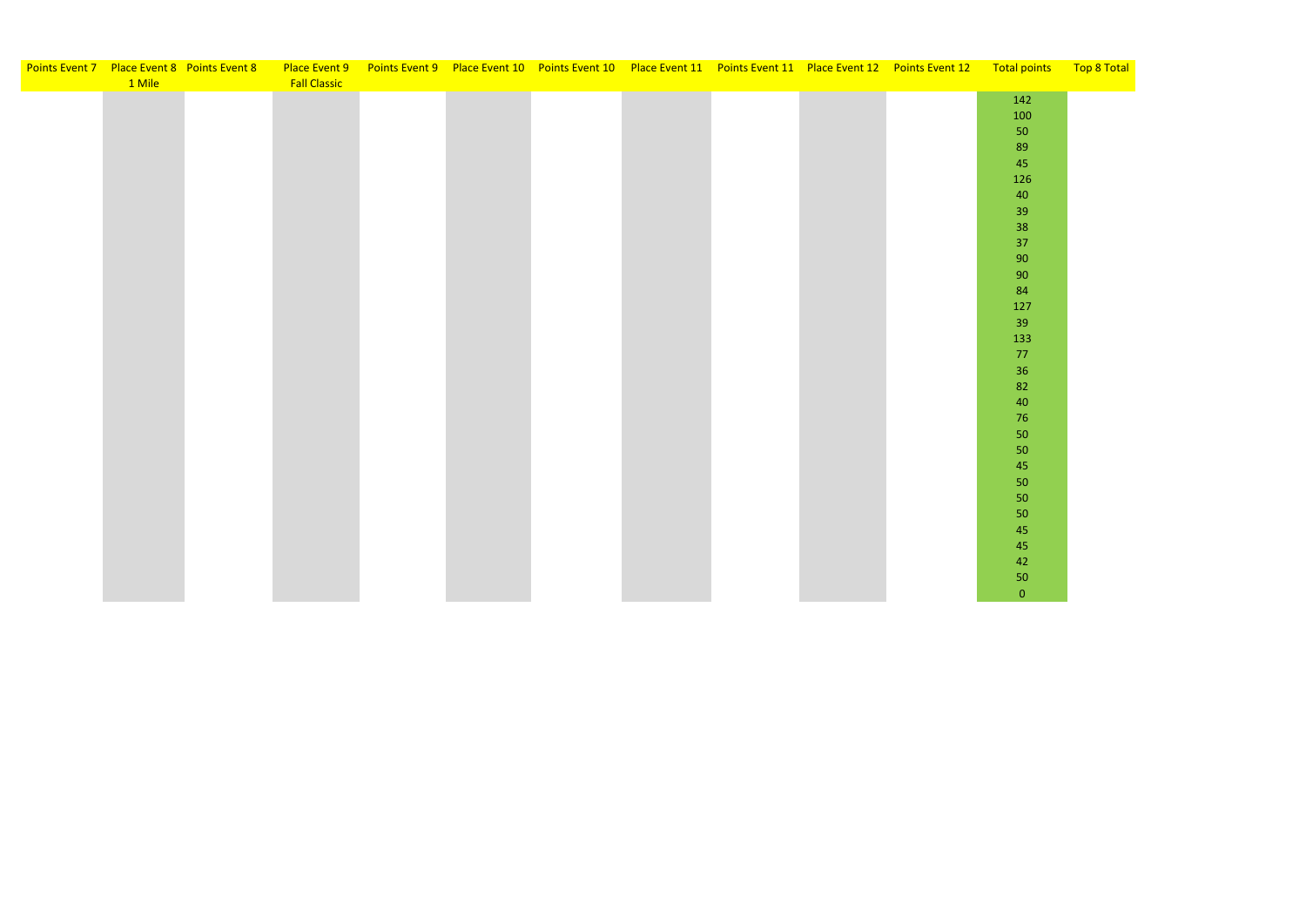| Points Event 7 | Place Event 8 1 Mile | Points Event 8 | Place Event 9 Fall Classic | Points Event 9 | Place Event 10 | Points Event 10 | Place Event 11 | Points Event 11 | Place Event 12 | Points Event 12 | Total points | Top 8 Total |
|---|---|---|---|---|---|---|---|---|---|---|---|---|
| | | | | | | | | | | | 142 | |
| | | | | | | | | | | | 100 | |
| | | | | | | | | | | | 50 | |
| | | | | | | | | | | | 89 | |
| | | | | | | | | | | | 45 | |
| | | | | | | | | | | | 126 | |
| | | | | | | | | | | | 40 | |
| | | | | | | | | | | | 39 | |
| | | | | | | | | | | | 38 | |
| | | | | | | | | | | | 37 | |
| | | | | | | | | | | | 90 | |
| | | | | | | | | | | | 90 | |
| | | | | | | | | | | | 84 | |
| | | | | | | | | | | | 127 | |
| | | | | | | | | | | | 39 | |
| | | | | | | | | | | | 133 | |
| | | | | | | | | | | | 77 | |
| | | | | | | | | | | | 36 | |
| | | | | | | | | | | | 82 | |
| | | | | | | | | | | | 40 | |
| | | | | | | | | | | | 76 | |
| | | | | | | | | | | | 50 | |
| | | | | | | | | | | | 50 | |
| | | | | | | | | | | | 45 | |
| | | | | | | | | | | | 50 | |
| | | | | | | | | | | | 50 | |
| | | | | | | | | | | | 50 | |
| | | | | | | | | | | | 45 | |
| | | | | | | | | | | | 45 | |
| | | | | | | | | | | | 42 | |
| | | | | | | | | | | | 50 | |
| | | | | | | | | | | | 0 | |